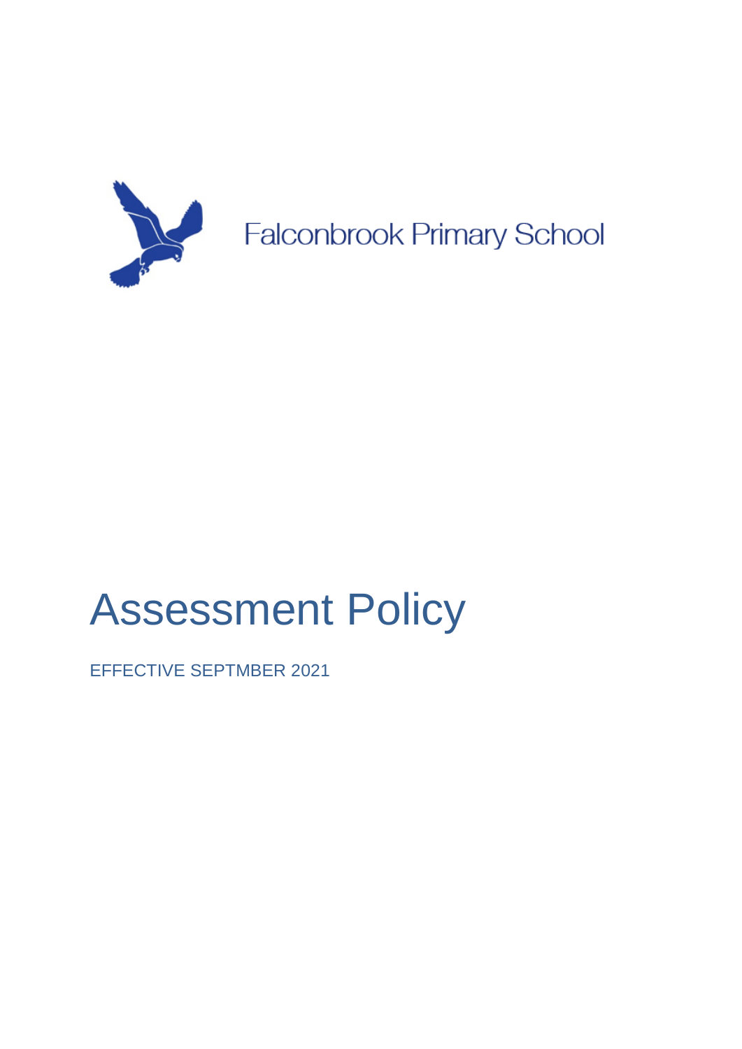Falconbrook Primary School

# Assessment Policy

EFFECTIVE SEPTMBER 2021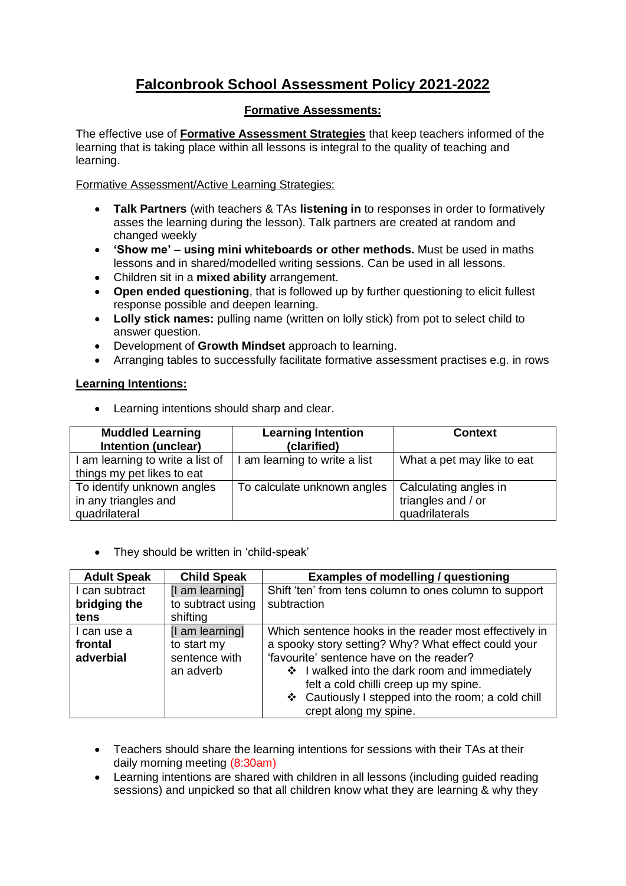# Falconbrook School Assessment Policy 2021-2022

## Formative Assessments:

The effective use of **Formative Assessment Strategies** that keep teachers informed of the learning that is taking place within all lessons is integral to the quality of teaching and learning.

Formative Assessment/Active Learning Strategies:

- **Talk Partners** (with teachers & TAs **listening in** to responses in order to formatively asses the learning during the lesson). Talk partners are created at random and changed weekly
- **'Show me' – using mini whiteboards or other methods.** Must be used in maths lessons and in shared/modelled writing sessions. Can be used in all lessons.
- Children sit in a **mixed ability** arrangement.
- **Open ended questioning**, that is followed up by further questioning to elicit fullest response possible and deepen learning.
- **Lolly stick names:** pulling name (written on lolly stick) from pot to select child to answer question.
- Development of **Growth Mindset** approach to learning.
- Arranging tables to successfully facilitate formative assessment practises e.g. in rows

### Learning Intentions:

- Learning intentions should sharp and clear.

| Muddled Learning Intention (unclear) | Learning Intention (clarified) | Context |
|---|---|---|
| I am learning to write a list of things my pet likes to eat | I am learning to write a list | What a pet may like to eat |
| To identify unknown angles in any triangles and quadrilateral | To calculate unknown angles | Calculating angles in triangles and / or quadrilaterals |

- They should be written in 'child-speak'

| Adult Speak | Child Speak | Examples of modelling / questioning |
|---|---|---|
| I can subtract **bridging the tens** | [I am learning] to subtract using shifting | Shift 'ten' from tens column to ones column to support subtraction |
| I can use a **frontal adverbial** | [I am learning] to start my sentence with an adverb | Which sentence hooks in the reader most effectively in a spooky story setting? Why? What effect could your 'favourite' sentence have on the reader? ❖ I walked into the dark room and immediately felt a cold chilli creep up my spine. ❖ Cautiously I stepped into the room; a cold chill crept along my spine. |

- Teachers should share the learning intentions for sessions with their TAs at their daily morning meeting (8:30am)
- Learning intentions are shared with children in all lessons (including guided reading sessions) and unpicked so that all children know what they are learning & why they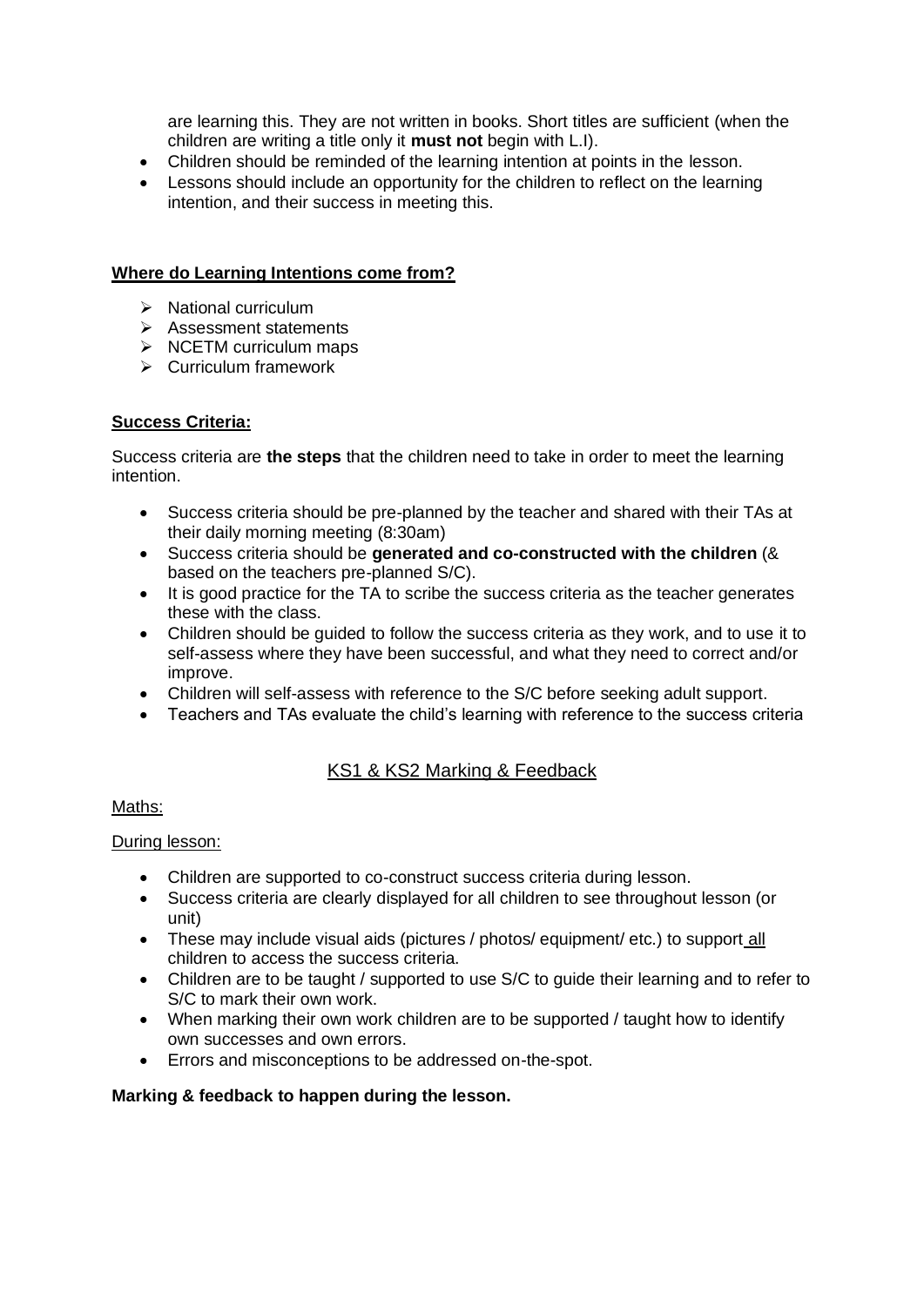are learning this. They are not written in books. Short titles are sufficient (when the children are writing a title only it **must not** begin with L.I).

- Children should be reminded of the learning intention at points in the lesson.
- Lessons should include an opportunity for the children to reflect on the learning intention, and their success in meeting this.

**Where do Learning Intentions come from?**

- National curriculum
- Assessment statements
- NCETM curriculum maps
- Curriculum framework

**Success Criteria:**

Success criteria are **the steps** that the children need to take in order to meet the learning intention.

- Success criteria should be pre-planned by the teacher and shared with their TAs at their daily morning meeting (8:30am)
- Success criteria should be **generated and co-constructed with the children** (& based on the teachers pre-planned S/C).
- It is good practice for the TA to scribe the success criteria as the teacher generates these with the class.
- Children should be guided to follow the success criteria as they work, and to use it to self-assess where they have been successful, and what they need to correct and/or improve.
- Children will self-assess with reference to the S/C before seeking adult support.
- Teachers and TAs evaluate the child's learning with reference to the success criteria

## KS1 & KS2 Marking & Feedback

Maths:

During lesson:

- Children are supported to co-construct success criteria during lesson.
- Success criteria are clearly displayed for all children to see throughout lesson (or unit)
- These may include visual aids (pictures / photos/ equipment/ etc.) to support all children to access the success criteria.
- Children are to be taught / supported to use S/C to guide their learning and to refer to S/C to mark their own work.
- When marking their own work children are to be supported / taught how to identify own successes and own errors.
- Errors and misconceptions to be addressed on-the-spot.

**Marking & feedback to happen during the lesson.**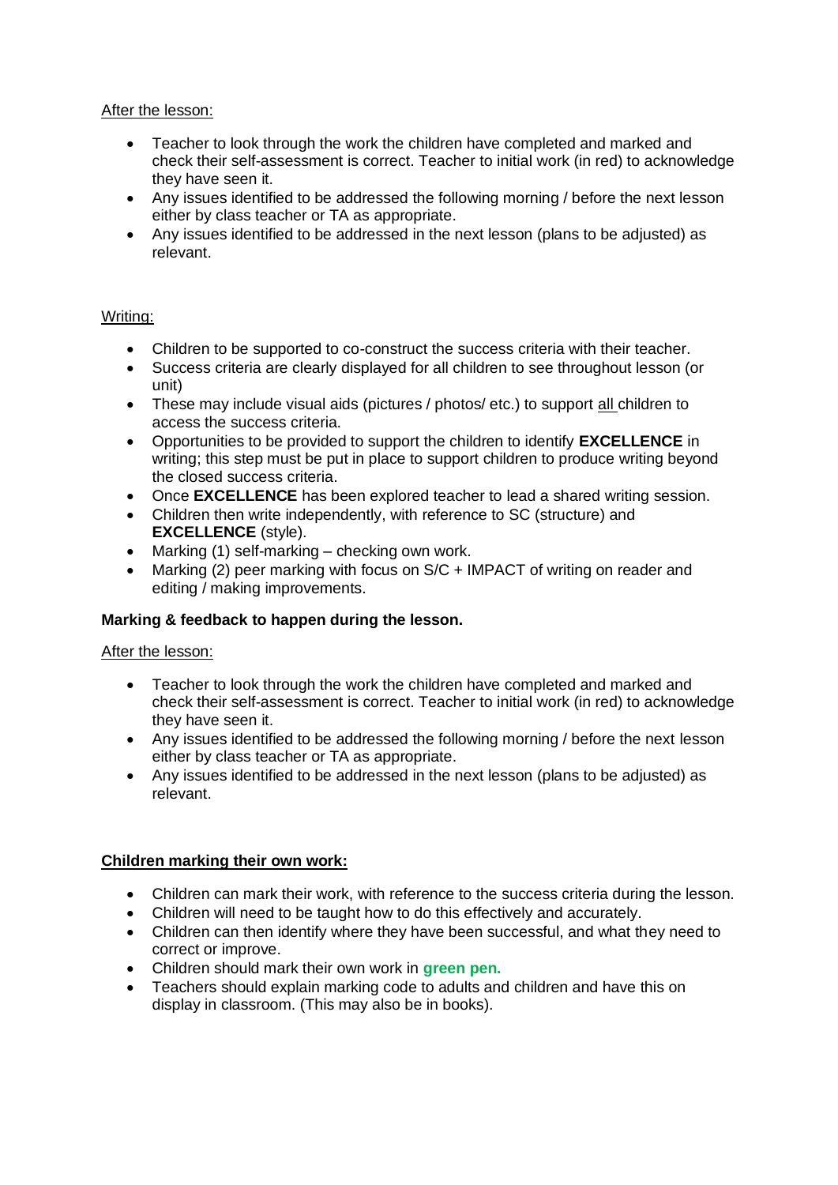<u>After the lesson:</u>

- Teacher to look through the work the children have completed and marked and check their self-assessment is correct. Teacher to initial work (in red) to acknowledge they have seen it.
- Any issues identified to be addressed the following morning / before the next lesson either by class teacher or TA as appropriate.
- Any issues identified to be addressed in the next lesson (plans to be adjusted) as relevant.

<u>Writing:</u>

- Children to be supported to co-construct the success criteria with their teacher.
- Success criteria are clearly displayed for all children to see throughout lesson (or unit)
- These may include visual aids (pictures / photos/ etc.) to support <u>all</u> children to access the success criteria.
- Opportunities to be provided to support the children to identify **EXCELLENCE** in writing; this step must be put in place to support children to produce writing beyond the closed success criteria.
- Once **EXCELLENCE** has been explored teacher to lead a shared writing session.
- Children then write independently, with reference to SC (structure) and **EXCELLENCE** (style).
- Marking (1) self-marking – checking own work.
- Marking (2) peer marking with focus on S/C + IMPACT of writing on reader and editing / making improvements.

**Marking & feedback to happen during the lesson.**

<u>After the lesson:</u>

- Teacher to look through the work the children have completed and marked and check their self-assessment is correct. Teacher to initial work (in red) to acknowledge they have seen it.
- Any issues identified to be addressed the following morning / before the next lesson either by class teacher or TA as appropriate.
- Any issues identified to be addressed in the next lesson (plans to be adjusted) as relevant.

<u>**Children marking their own work:**</u>

- Children can mark their work, with reference to the success criteria during the lesson.
- Children will need to be taught how to do this effectively and accurately.
- Children can then identify where they have been successful, and what they need to correct or improve.
- Children should mark their own work in **green pen.**
- Teachers should explain marking code to adults and children and have this on display in classroom. (This may also be in books).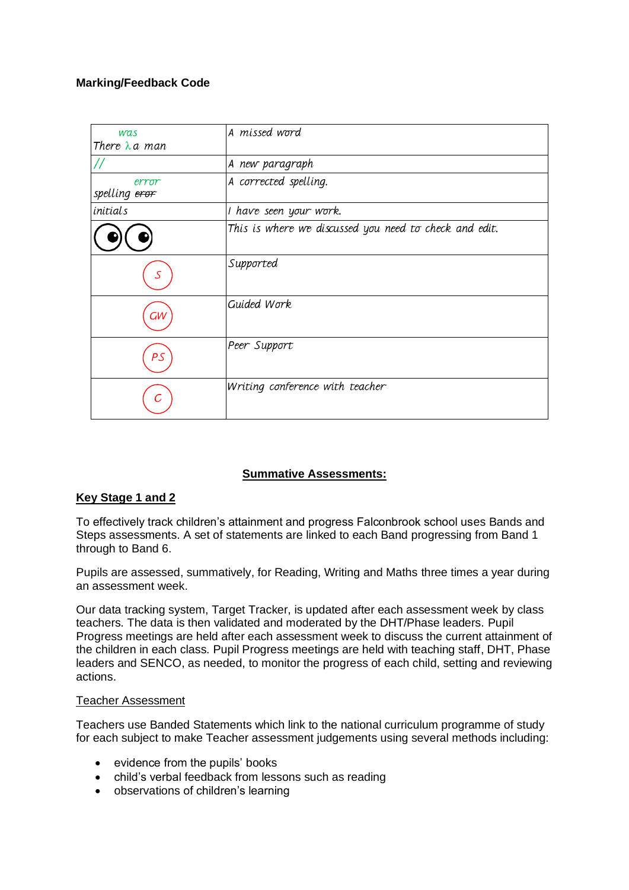**Marking/Feedback Code**

| | |
|---|---|
| was<br>There λ a man | A missed word |
| // | A new paragraph |
| error<br>spelling ~~eror~~ | A corrected spelling. |
| initials | I have seen your work. |
| 👀 | This is where we discussed you need to check and edit. |
| (S) | Supported |
| (GW) | Guided Work |
| (PS) | Peer Support |
| (C) | Writing conference with teacher |

## Summative Assessments:

### Key Stage 1 and 2

To effectively track children's attainment and progress Falconbrook school uses Bands and Steps assessments. A set of statements are linked to each Band progressing from Band 1 through to Band 6.

Pupils are assessed, summatively, for Reading, Writing and Maths three times a year during an assessment week.

Our data tracking system, Target Tracker, is updated after each assessment week by class teachers. The data is then validated and moderated by the DHT/Phase leaders. Pupil Progress meetings are held after each assessment week to discuss the current attainment of the children in each class. Pupil Progress meetings are held with teaching staff, DHT, Phase leaders and SENCO, as needed, to monitor the progress of each child, setting and reviewing actions.

Teacher Assessment

Teachers use Banded Statements which link to the national curriculum programme of study for each subject to make Teacher assessment judgements using several methods including:

- evidence from the pupils' books
- child's verbal feedback from lessons such as reading
- observations of children's learning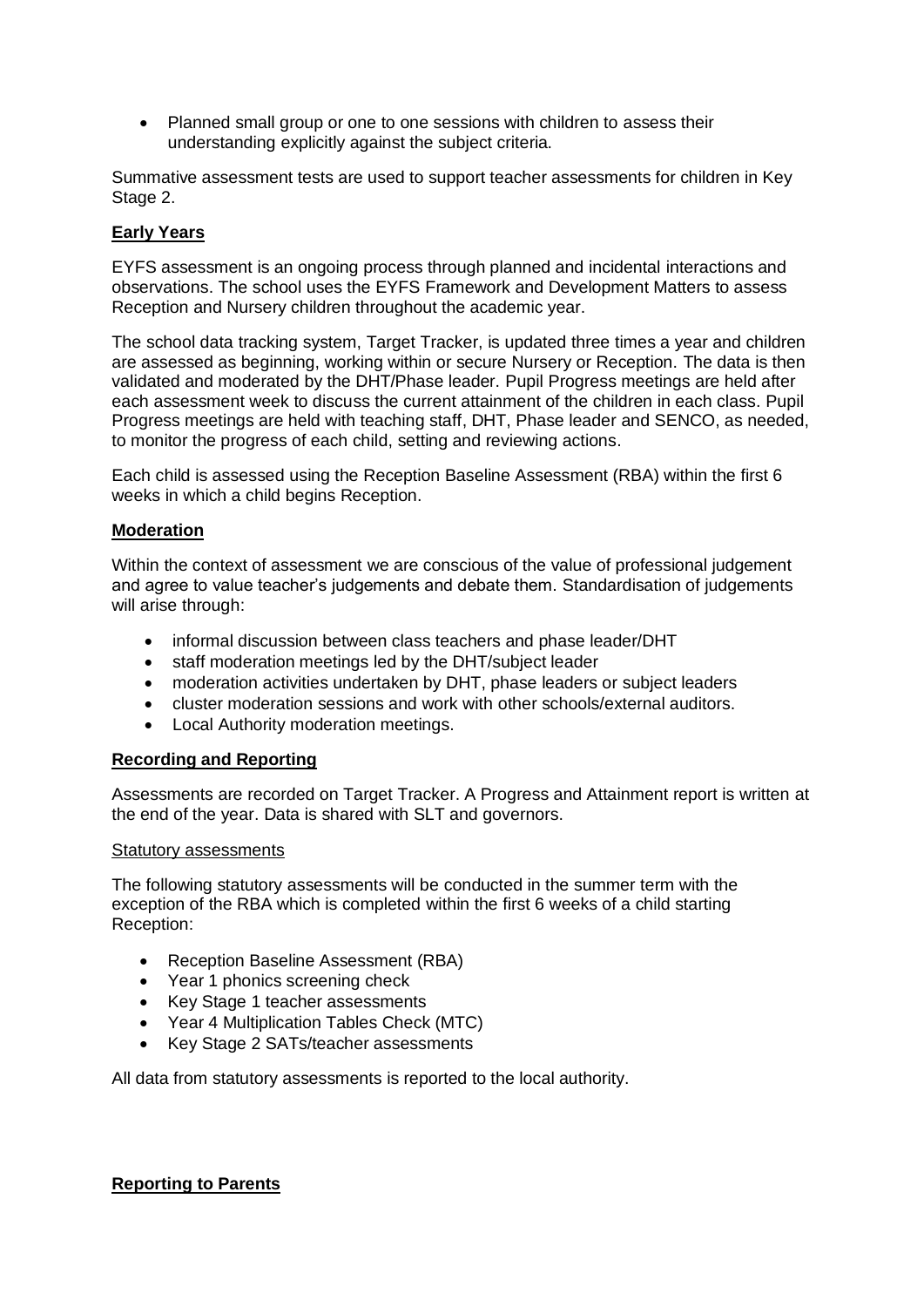- Planned small group or one to one sessions with children to assess their understanding explicitly against the subject criteria.

Summative assessment tests are used to support teacher assessments for children in Key Stage 2.

## Early Years

EYFS assessment is an ongoing process through planned and incidental interactions and observations. The school uses the EYFS Framework and Development Matters to assess Reception and Nursery children throughout the academic year.

The school data tracking system, Target Tracker, is updated three times a year and children are assessed as beginning, working within or secure Nursery or Reception. The data is then validated and moderated by the DHT/Phase leader. Pupil Progress meetings are held after each assessment week to discuss the current attainment of the children in each class. Pupil Progress meetings are held with teaching staff, DHT, Phase leader and SENCO, as needed, to monitor the progress of each child, setting and reviewing actions.

Each child is assessed using the Reception Baseline Assessment (RBA) within the first 6 weeks in which a child begins Reception.

## Moderation

Within the context of assessment we are conscious of the value of professional judgement and agree to value teacher's judgements and debate them. Standardisation of judgements will arise through:

- informal discussion between class teachers and phase leader/DHT
- staff moderation meetings led by the DHT/subject leader
- moderation activities undertaken by DHT, phase leaders or subject leaders
- cluster moderation sessions and work with other schools/external auditors.
- Local Authority moderation meetings.

## Recording and Reporting

Assessments are recorded on Target Tracker. A Progress and Attainment report is written at the end of the year. Data is shared with SLT and governors.

### Statutory assessments

The following statutory assessments will be conducted in the summer term with the exception of the RBA which is completed within the first 6 weeks of a child starting Reception:

- Reception Baseline Assessment (RBA)
- Year 1 phonics screening check
- Key Stage 1 teacher assessments
- Year 4 Multiplication Tables Check (MTC)
- Key Stage 2 SATs/teacher assessments

All data from statutory assessments is reported to the local authority.

## Reporting to Parents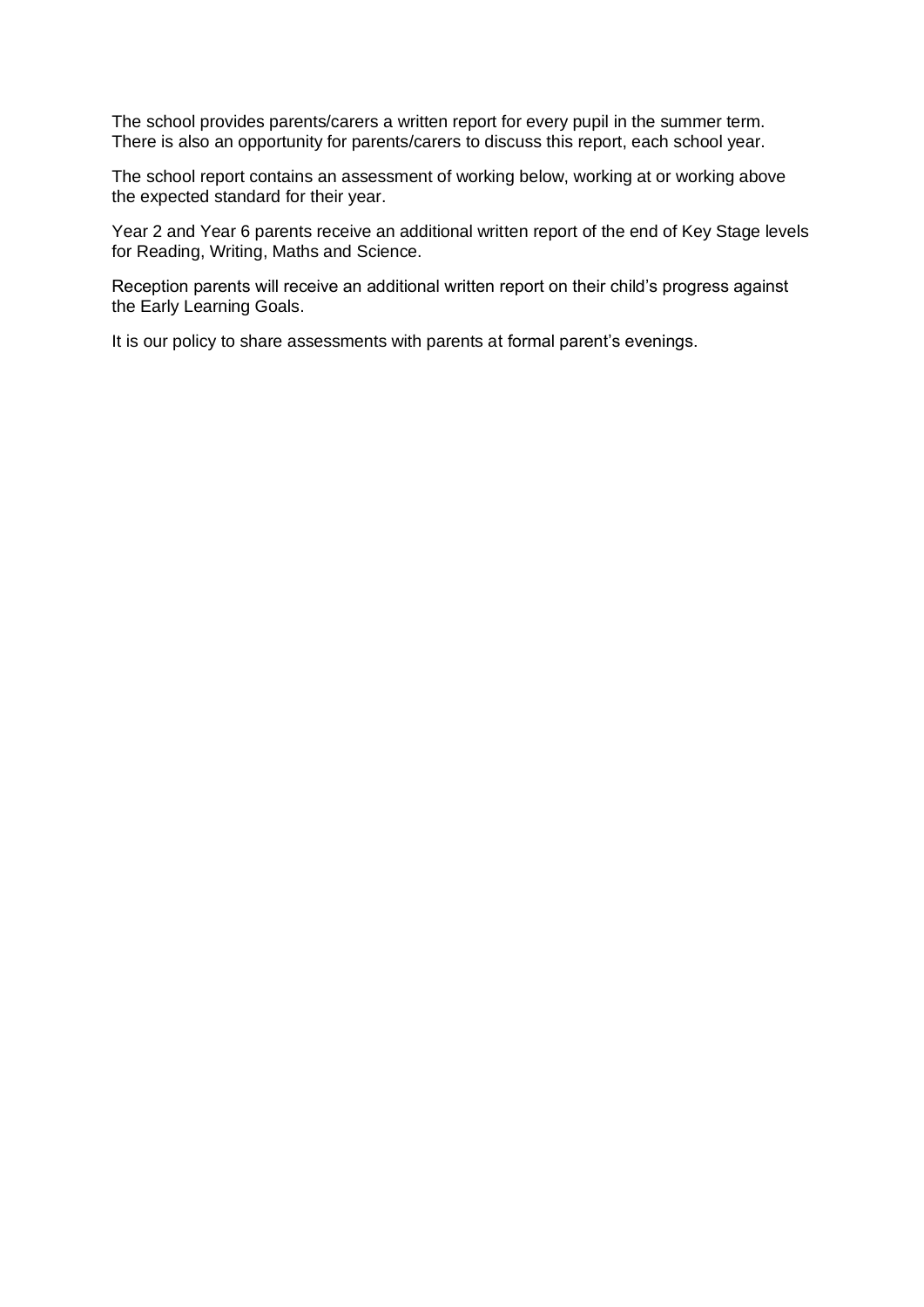The school provides parents/carers a written report for every pupil in the summer term. There is also an opportunity for parents/carers to discuss this report, each school year.

The school report contains an assessment of working below, working at or working above the expected standard for their year.

Year 2 and Year 6 parents receive an additional written report of the end of Key Stage levels for Reading, Writing, Maths and Science.

Reception parents will receive an additional written report on their child's progress against the Early Learning Goals.

It is our policy to share assessments with parents at formal parent's evenings.